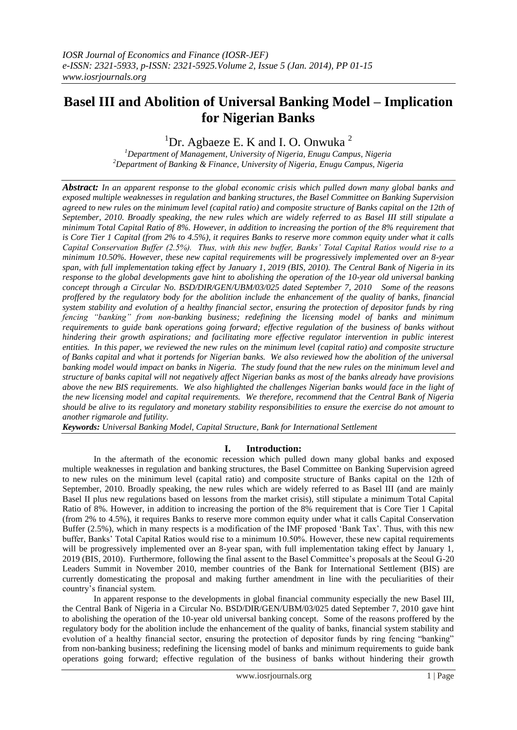# Basel III and Abolition of Universal Banking Model – Implication for Nigerian Banks

[1]Dr. Agbaeze E. K and I. O. Onwuka [2]

[1]*Department of Management, University of Nigeria, Enugu Campus, Nigeria*
[2]*Department of Banking & Finance, University of Nigeria, Enugu Campus, Nigeria*

***Abstract:*** *In an apparent response to the global economic crisis which pulled down many global banks and exposed multiple weaknesses in regulation and banking structures, the Basel Committee on Banking Supervision agreed to new rules on the minimum level (capital ratio) and composite structure of Banks capital on the 12th of September, 2010. Broadly speaking, the new rules which are widely referred to as Basel III still stipulate a minimum Total Capital Ratio of 8%. However, in addition to increasing the portion of the 8% requirement that is Core Tier 1 Capital (from 2% to 4.5%), it requires Banks to reserve more common equity under what it calls Capital Conservation Buffer (2.5%). Thus, with this new buffer, Banks' Total Capital Ratios would rise to a minimum 10.50%. However, these new capital requirements will be progressively implemented over an 8-year span, with full implementation taking effect by January 1, 2019 (BIS, 2010). The Central Bank of Nigeria in its response to the global developments gave hint to abolishing the operation of the 10-year old universal banking concept through a Circular No. BSD/DIR/GEN/UBM/03/025 dated September 7, 2010 Some of the reasons proffered by the regulatory body for the abolition include the enhancement of the quality of banks, financial system stability and evolution of a healthy financial sector, ensuring the protection of depositor funds by ring fencing "banking" from non-banking business; redefining the licensing model of banks and minimum requirements to guide bank operations going forward; effective regulation of the business of banks without hindering their growth aspirations; and facilitating more effective regulator intervention in public interest entities. In this paper, we reviewed the new rules on the minimum level (capital ratio) and composite structure of Banks capital and what it portends for Nigerian banks. We also reviewed how the abolition of the universal banking model would impact on banks in Nigeria. The study found that the new rules on the minimum level and structure of banks capital will not negatively affect Nigerian banks as most of the banks already have provisions above the new BIS requirements. We also highlighted the challenges Nigerian banks would face in the light of the new licensing model and capital requirements. We therefore, recommend that the Central Bank of Nigeria should be alive to its regulatory and monetary stability responsibilities to ensure the exercise do not amount to another rigmarole and futility.*

***Keywords:*** *Universal Banking Model, Capital Structure, Bank for International Settlement*

## I. Introduction:

In the aftermath of the economic recession which pulled down many global banks and exposed multiple weaknesses in regulation and banking structures, the Basel Committee on Banking Supervision agreed to new rules on the minimum level (capital ratio) and composite structure of Banks capital on the 12th of September, 2010. Broadly speaking, the new rules which are widely referred to as Basel III (and are mainly Basel II plus new regulations based on lessons from the market crisis), still stipulate a minimum Total Capital Ratio of 8%. However, in addition to increasing the portion of the 8% requirement that is Core Tier 1 Capital (from 2% to 4.5%), it requires Banks to reserve more common equity under what it calls Capital Conservation Buffer (2.5%), which in many respects is a modification of the IMF proposed 'Bank Tax'. Thus, with this new buffer, Banks' Total Capital Ratios would rise to a minimum 10.50%. However, these new capital requirements will be progressively implemented over an 8-year span, with full implementation taking effect by January 1, 2019 (BIS, 2010). Furthermore, following the final assent to the Basel Committee's proposals at the Seoul G-20 Leaders Summit in November 2010, member countries of the Bank for International Settlement (BIS) are currently domesticating the proposal and making further amendment in line with the peculiarities of their country's financial system.

In apparent response to the developments in global financial community especially the new Basel III, the Central Bank of Nigeria in a Circular No. BSD/DIR/GEN/UBM/03/025 dated September 7, 2010 gave hint to abolishing the operation of the 10-year old universal banking concept. Some of the reasons proffered by the regulatory body for the abolition include the enhancement of the quality of banks, financial system stability and evolution of a healthy financial sector, ensuring the protection of depositor funds by ring fencing "banking" from non-banking business; redefining the licensing model of banks and minimum requirements to guide bank operations going forward; effective regulation of the business of banks without hindering their growth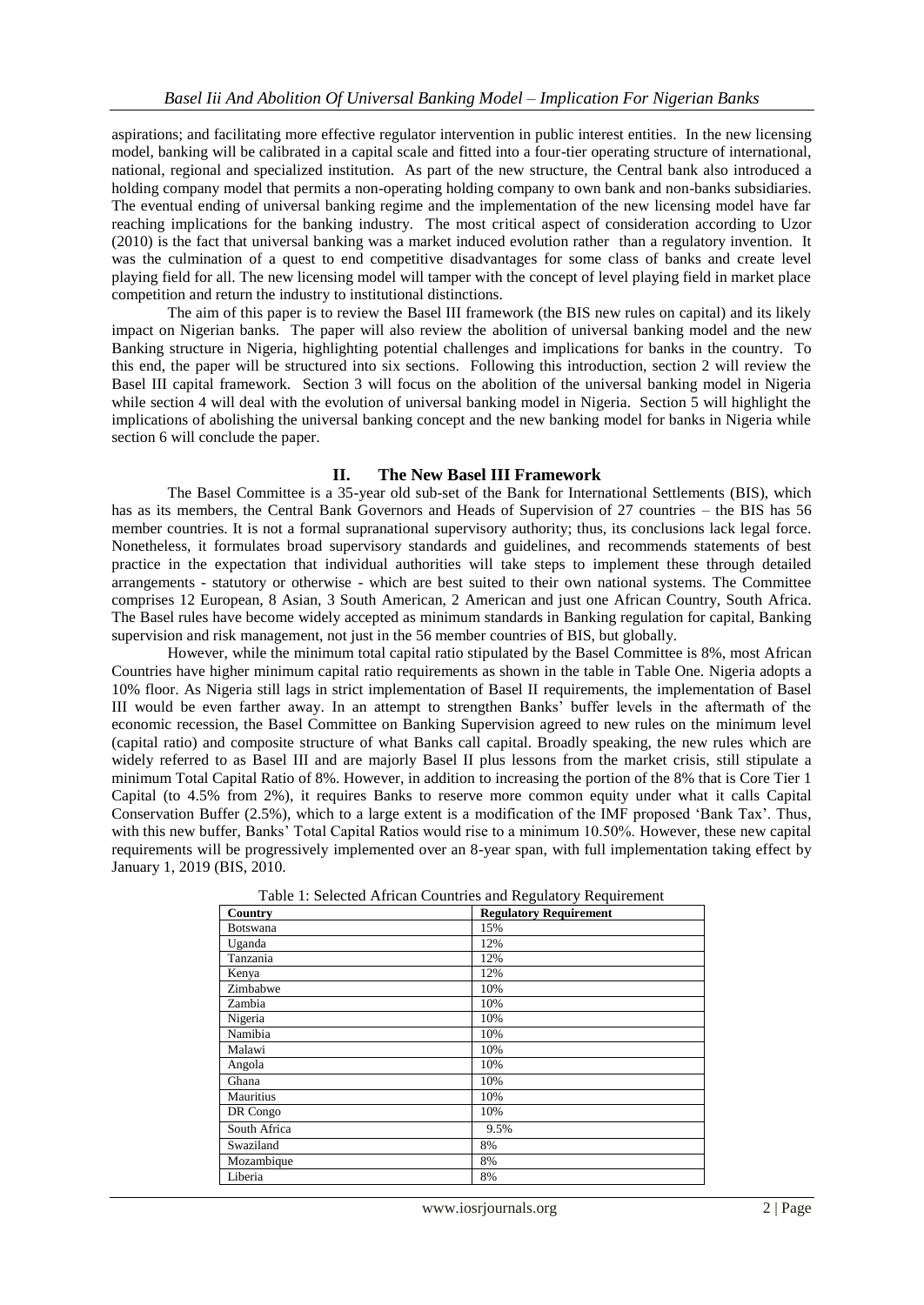aspirations; and facilitating more effective regulator intervention in public interest entities. In the new licensing model, banking will be calibrated in a capital scale and fitted into a four-tier operating structure of international, national, regional and specialized institution. As part of the new structure, the Central bank also introduced a holding company model that permits a non-operating holding company to own bank and non-banks subsidiaries. The eventual ending of universal banking regime and the implementation of the new licensing model have far reaching implications for the banking industry. The most critical aspect of consideration according to Uzor (2010) is the fact that universal banking was a market induced evolution rather than a regulatory invention. It was the culmination of a quest to end competitive disadvantages for some class of banks and create level playing field for all. The new licensing model will tamper with the concept of level playing field in market place competition and return the industry to institutional distinctions.

The aim of this paper is to review the Basel III framework (the BIS new rules on capital) and its likely impact on Nigerian banks. The paper will also review the abolition of universal banking model and the new Banking structure in Nigeria, highlighting potential challenges and implications for banks in the country. To this end, the paper will be structured into six sections. Following this introduction, section 2 will review the Basel III capital framework. Section 3 will focus on the abolition of the universal banking model in Nigeria while section 4 will deal with the evolution of universal banking model in Nigeria. Section 5 will highlight the implications of abolishing the universal banking concept and the new banking model for banks in Nigeria while section 6 will conclude the paper.

## II. The New Basel III Framework

The Basel Committee is a 35-year old sub-set of the Bank for International Settlements (BIS), which has as its members, the Central Bank Governors and Heads of Supervision of 27 countries – the BIS has 56 member countries. It is not a formal supranational supervisory authority; thus, its conclusions lack legal force. Nonetheless, it formulates broad supervisory standards and guidelines, and recommends statements of best practice in the expectation that individual authorities will take steps to implement these through detailed arrangements - statutory or otherwise - which are best suited to their own national systems. The Committee comprises 12 European, 8 Asian, 3 South American, 2 American and just one African Country, South Africa. The Basel rules have become widely accepted as minimum standards in Banking regulation for capital, Banking supervision and risk management, not just in the 56 member countries of BIS, but globally.

However, while the minimum total capital ratio stipulated by the Basel Committee is 8%, most African Countries have higher minimum capital ratio requirements as shown in the table in Table One. Nigeria adopts a 10% floor. As Nigeria still lags in strict implementation of Basel II requirements, the implementation of Basel III would be even farther away. In an attempt to strengthen Banks' buffer levels in the aftermath of the economic recession, the Basel Committee on Banking Supervision agreed to new rules on the minimum level (capital ratio) and composite structure of what Banks call capital. Broadly speaking, the new rules which are widely referred to as Basel III and are majorly Basel II plus lessons from the market crisis, still stipulate a minimum Total Capital Ratio of 8%. However, in addition to increasing the portion of the 8% that is Core Tier 1 Capital (to 4.5% from 2%), it requires Banks to reserve more common equity under what it calls Capital Conservation Buffer (2.5%), which to a large extent is a modification of the IMF proposed 'Bank Tax'. Thus, with this new buffer, Banks' Total Capital Ratios would rise to a minimum 10.50%. However, these new capital requirements will be progressively implemented over an 8-year span, with full implementation taking effect by January 1, 2019 (BIS, 2010.

Table 1: Selected African Countries and Regulatory Requirement

| Country | Regulatory Requirement |
|---|---|
| Botswana | 15% |
| Uganda | 12% |
| Tanzania | 12% |
| Kenya | 12% |
| Zimbabwe | 10% |
| Zambia | 10% |
| Nigeria | 10% |
| Namibia | 10% |
| Malawi | 10% |
| Angola | 10% |
| Ghana | 10% |
| Mauritius | 10% |
| DR Congo | 10% |
| South Africa | 9.5% |
| Swaziland | 8% |
| Mozambique | 8% |
| Liberia | 8% |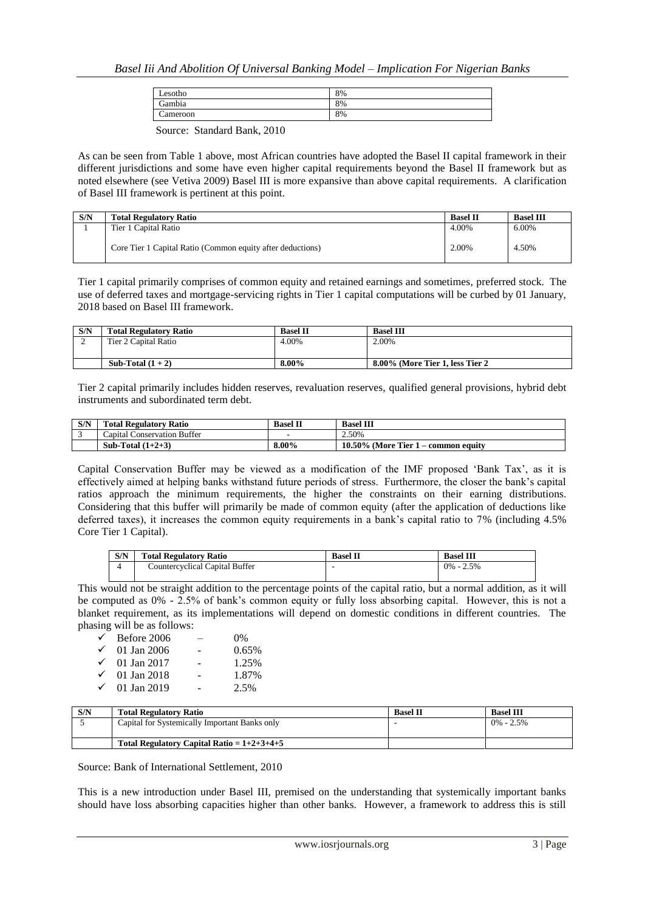| Lesotho | 8% |
|---|---|
| Gambia | 8% |
| Cameroon | 8% |

Source: Standard Bank, 2010

As can be seen from Table 1 above, most African countries have adopted the Basel II capital framework in their different jurisdictions and some have even higher capital requirements beyond the Basel II framework but as noted elsewhere (see Vetiva 2009) Basel III is more expansive than above capital requirements. A clarification of Basel III framework is pertinent at this point.

| S/N | Total Regulatory Ratio | Basel II | Basel III |
|---|---|---|---|
| 1 | Tier 1 Capital Ratio | 4.00% | 6.00% |
| | Core Tier 1 Capital Ratio (Common equity after deductions) | 2.00% | 4.50% |

Tier 1 capital primarily comprises of common equity and retained earnings and sometimes, preferred stock. The use of deferred taxes and mortgage-servicing rights in Tier 1 capital computations will be curbed by 01 January, 2018 based on Basel III framework.

| S/N | Total Regulatory Ratio | Basel II | Basel III |
|---|---|---|---|
| 2 | Tier 2 Capital Ratio | 4.00% | 2.00% |
| | **Sub-Total (1 + 2)** | **8.00%** | **8.00% (More Tier 1, less Tier 2** |

Tier 2 capital primarily includes hidden reserves, revaluation reserves, qualified general provisions, hybrid debt instruments and subordinated term debt.

| S/N | Total Regulatory Ratio | Basel II | Basel III |
|---|---|---|---|
| 3 | Capital Conservation Buffer | - | 2.50% |
| | **Sub-Total (1+2+3)** | **8.00%** | **10.50% (More Tier 1 – common equity** |

Capital Conservation Buffer may be viewed as a modification of the IMF proposed 'Bank Tax', as it is effectively aimed at helping banks withstand future periods of stress. Furthermore, the closer the bank's capital ratios approach the minimum requirements, the higher the constraints on their earning distributions. Considering that this buffer will primarily be made of common equity (after the application of deductions like deferred taxes), it increases the common equity requirements in a bank's capital ratio to 7% (including 4.5% Core Tier 1 Capital).

| S/N | Total Regulatory Ratio | Basel II | Basel III |
|---|---|---|---|
| 4 | Countercyclical Capital Buffer | - | 0% - 2.5% |

This would not be straight addition to the percentage points of the capital ratio, but a normal addition, as it will be computed as 0% - 2.5% of bank's common equity or fully loss absorbing capital. However, this is not a blanket requirement, as its implementations will depend on domestic conditions in different countries. The phasing will be as follows:

- ✓ Before 2006 – 0%
- ✓ 01 Jan 2006 - 0.65%
- ✓ 01 Jan 2017 - 1.25%
- ✓ 01 Jan 2018 - 1.87%
- ✓ 01 Jan 2019 - 2.5%

| S/N | Total Regulatory Ratio | Basel II | Basel III |
|---|---|---|---|
| 5 | Capital for Systemically Important Banks only | - | 0% - 2.5% |
| | **Total Regulatory Capital Ratio = 1+2+3+4+5** | | |

Source: Bank of International Settlement, 2010

This is a new introduction under Basel III, premised on the understanding that systemically important banks should have loss absorbing capacities higher than other banks. However, a framework to address this is still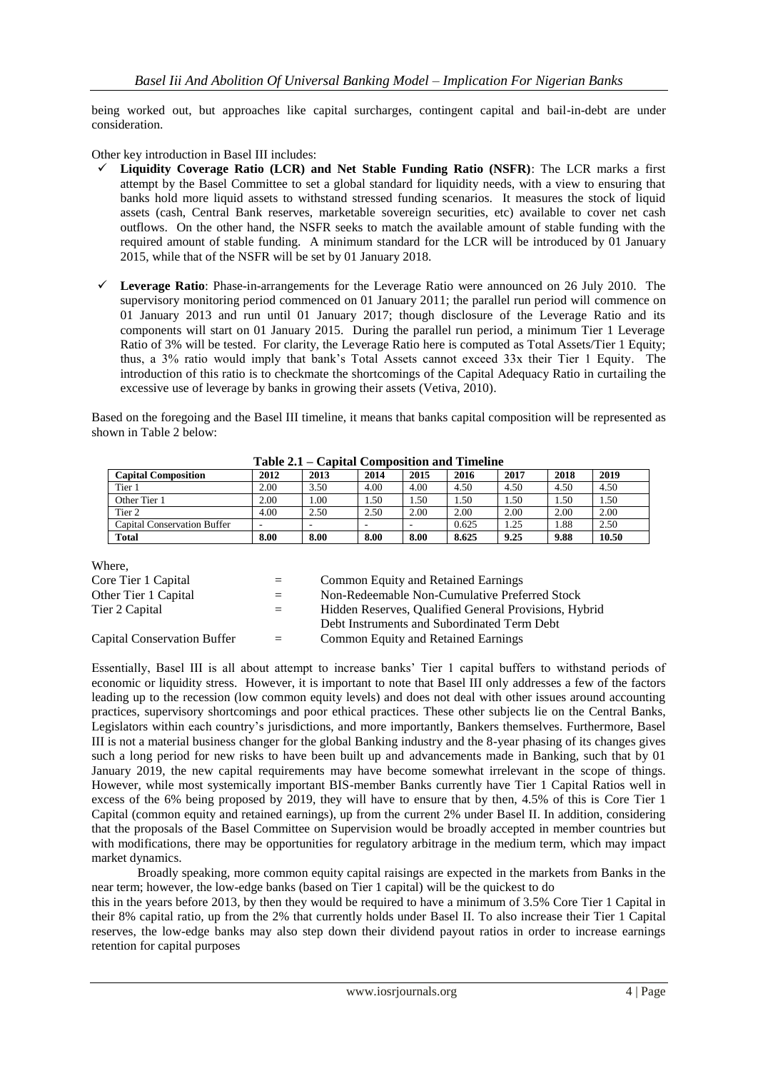being worked out, but approaches like capital surcharges, contingent capital and bail-in-debt are under consideration.

Other key introduction in Basel III includes:

- ✓ **Liquidity Coverage Ratio (LCR) and Net Stable Funding Ratio (NSFR)**: The LCR marks a first attempt by the Basel Committee to set a global standard for liquidity needs, with a view to ensuring that banks hold more liquid assets to withstand stressed funding scenarios. It measures the stock of liquid assets (cash, Central Bank reserves, marketable sovereign securities, etc) available to cover net cash outflows. On the other hand, the NSFR seeks to match the available amount of stable funding with the required amount of stable funding. A minimum standard for the LCR will be introduced by 01 January 2015, while that of the NSFR will be set by 01 January 2018.

- ✓ **Leverage Ratio**: Phase-in-arrangements for the Leverage Ratio were announced on 26 July 2010. The supervisory monitoring period commenced on 01 January 2011; the parallel run period will commence on 01 January 2013 and run until 01 January 2017; though disclosure of the Leverage Ratio and its components will start on 01 January 2015. During the parallel run period, a minimum Tier 1 Leverage Ratio of 3% will be tested. For clarity, the Leverage Ratio here is computed as Total Assets/Tier 1 Equity; thus, a 3% ratio would imply that bank's Total Assets cannot exceed 33x their Tier 1 Equity. The introduction of this ratio is to checkmate the shortcomings of the Capital Adequacy Ratio in curtailing the excessive use of leverage by banks in growing their assets (Vetiva, 2010).

Based on the foregoing and the Basel III timeline, it means that banks capital composition will be represented as shown in Table 2 below:

**Table 2.1 – Capital Composition and Timeline**

| Capital Composition | 2012 | 2013 | 2014 | 2015 | 2016 | 2017 | 2018 | 2019 |
|---|---|---|---|---|---|---|---|---|
| Tier 1 | 2.00 | 3.50 | 4.00 | 4.00 | 4.50 | 4.50 | 4.50 | 4.50 |
| Other Tier 1 | 2.00 | 1.00 | 1.50 | 1.50 | 1.50 | 1.50 | 1.50 | 1.50 |
| Tier 2 | 4.00 | 2.50 | 2.50 | 2.00 | 2.00 | 2.00 | 2.00 | 2.00 |
| Capital Conservation Buffer | - | - | - | - | 0.625 | 1.25 | 1.88 | 2.50 |
| **Total** | **8.00** | **8.00** | **8.00** | **8.00** | **8.625** | **9.25** | **9.88** | **10.50** |

Where,

| | | |
|---|---|---|
| Core Tier 1 Capital | = | Common Equity and Retained Earnings |
| Other Tier 1 Capital | = | Non-Redeemable Non-Cumulative Preferred Stock |
| Tier 2 Capital | = | Hidden Reserves, Qualified General Provisions, Hybrid Debt Instruments and Subordinated Term Debt |
| Capital Conservation Buffer | = | Common Equity and Retained Earnings |

Essentially, Basel III is all about attempt to increase banks' Tier 1 capital buffers to withstand periods of economic or liquidity stress. However, it is important to note that Basel III only addresses a few of the factors leading up to the recession (low common equity levels) and does not deal with other issues around accounting practices, supervisory shortcomings and poor ethical practices. These other subjects lie on the Central Banks, Legislators within each country's jurisdictions, and more importantly, Bankers themselves. Furthermore, Basel III is not a material business changer for the global Banking industry and the 8-year phasing of its changes gives such a long period for new risks to have been built up and advancements made in Banking, such that by 01 January 2019, the new capital requirements may have become somewhat irrelevant in the scope of things. However, while most systemically important BIS-member Banks currently have Tier 1 Capital Ratios well in excess of the 6% being proposed by 2019, they will have to ensure that by then, 4.5% of this is Core Tier 1 Capital (common equity and retained earnings), up from the current 2% under Basel II. In addition, considering that the proposals of the Basel Committee on Supervision would be broadly accepted in member countries but with modifications, there may be opportunities for regulatory arbitrage in the medium term, which may impact market dynamics.

Broadly speaking, more common equity capital raisings are expected in the markets from Banks in the near term; however, the low-edge banks (based on Tier 1 capital) will be the quickest to do this in the years before 2013, by then they would be required to have a minimum of 3.5% Core Tier 1 Capital in their 8% capital ratio, up from the 2% that currently holds under Basel II. To also increase their Tier 1 Capital reserves, the low-edge banks may also step down their dividend payout ratios in order to increase earnings retention for capital purposes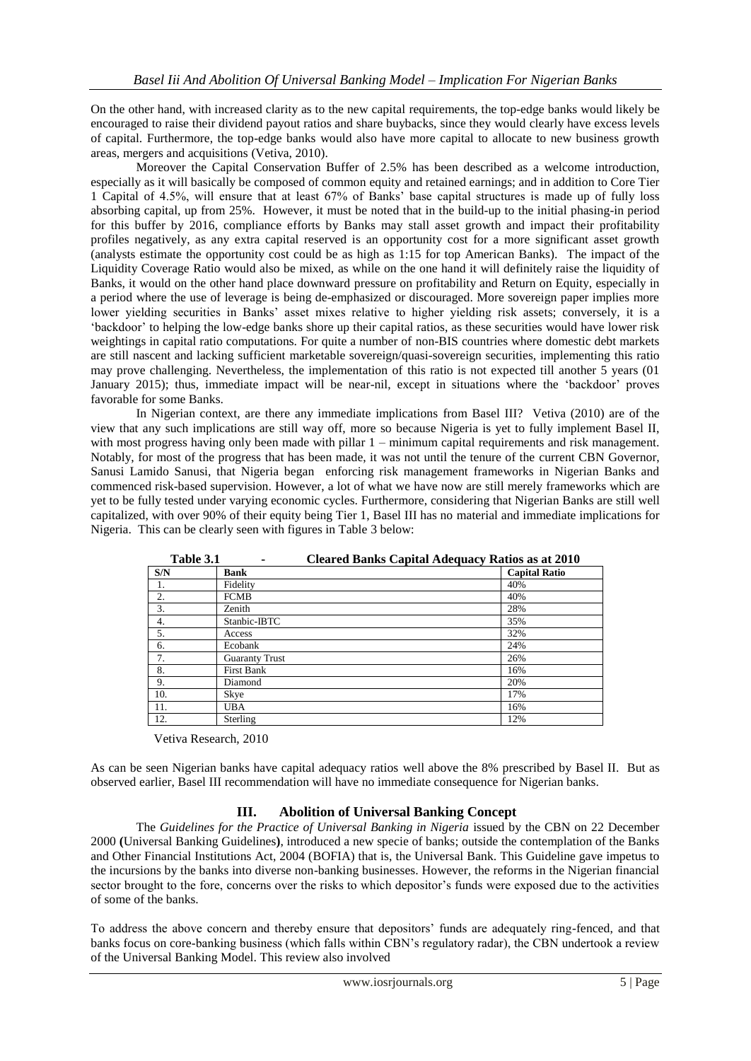On the other hand, with increased clarity as to the new capital requirements, the top-edge banks would likely be encouraged to raise their dividend payout ratios and share buybacks, since they would clearly have excess levels of capital. Furthermore, the top-edge banks would also have more capital to allocate to new business growth areas, mergers and acquisitions (Vetiva, 2010).

Moreover the Capital Conservation Buffer of 2.5% has been described as a welcome introduction, especially as it will basically be composed of common equity and retained earnings; and in addition to Core Tier 1 Capital of 4.5%, will ensure that at least 67% of Banks' base capital structures is made up of fully loss absorbing capital, up from 25%. However, it must be noted that in the build-up to the initial phasing-in period for this buffer by 2016, compliance efforts by Banks may stall asset growth and impact their profitability profiles negatively, as any extra capital reserved is an opportunity cost for a more significant asset growth (analysts estimate the opportunity cost could be as high as 1:15 for top American Banks). The impact of the Liquidity Coverage Ratio would also be mixed, as while on the one hand it will definitely raise the liquidity of Banks, it would on the other hand place downward pressure on profitability and Return on Equity, especially in a period where the use of leverage is being de-emphasized or discouraged. More sovereign paper implies more lower yielding securities in Banks' asset mixes relative to higher yielding risk assets; conversely, it is a 'backdoor' to helping the low-edge banks shore up their capital ratios, as these securities would have lower risk weightings in capital ratio computations. For quite a number of non-BIS countries where domestic debt markets are still nascent and lacking sufficient marketable sovereign/quasi-sovereign securities, implementing this ratio may prove challenging. Nevertheless, the implementation of this ratio is not expected till another 5 years (01 January 2015); thus, immediate impact will be near-nil, except in situations where the 'backdoor' proves favorable for some Banks.

In Nigerian context, are there any immediate implications from Basel III? Vetiva (2010) are of the view that any such implications are still way off, more so because Nigeria is yet to fully implement Basel II, with most progress having only been made with pillar 1 – minimum capital requirements and risk management. Notably, for most of the progress that has been made, it was not until the tenure of the current CBN Governor, Sanusi Lamido Sanusi, that Nigeria began enforcing risk management frameworks in Nigerian Banks and commenced risk-based supervision. However, a lot of what we have now are still merely frameworks which are yet to be fully tested under varying economic cycles. Furthermore, considering that Nigerian Banks are still well capitalized, with over 90% of their equity being Tier 1, Basel III has no material and immediate implications for Nigeria. This can be clearly seen with figures in Table 3 below:

**Table 3.1 - Cleared Banks Capital Adequacy Ratios as at 2010**

| S/N | Bank | Capital Ratio |
|---|---|---|
| 1. | Fidelity | 40% |
| 2. | FCMB | 40% |
| 3. | Zenith | 28% |
| 4. | Stanbic-IBTC | 35% |
| 5. | Access | 32% |
| 6. | Ecobank | 24% |
| 7. | Guaranty Trust | 26% |
| 8. | First Bank | 16% |
| 9. | Diamond | 20% |
| 10. | Skye | 17% |
| 11. | UBA | 16% |
| 12. | Sterling | 12% |

Vetiva Research, 2010

As can be seen Nigerian banks have capital adequacy ratios well above the 8% prescribed by Basel II. But as observed earlier, Basel III recommendation will have no immediate consequence for Nigerian banks.

## III. Abolition of Universal Banking Concept

The *Guidelines for the Practice of Universal Banking in Nigeria* issued by the CBN on 22 December 2000 **(**Universal Banking Guidelines**)**, introduced a new specie of banks; outside the contemplation of the Banks and Other Financial Institutions Act, 2004 (BOFIA) that is, the Universal Bank. This Guideline gave impetus to the incursions by the banks into diverse non-banking businesses. However, the reforms in the Nigerian financial sector brought to the fore, concerns over the risks to which depositor's funds were exposed due to the activities of some of the banks.

To address the above concern and thereby ensure that depositors' funds are adequately ring-fenced, and that banks focus on core-banking business (which falls within CBN's regulatory radar), the CBN undertook a review of the Universal Banking Model. This review also involved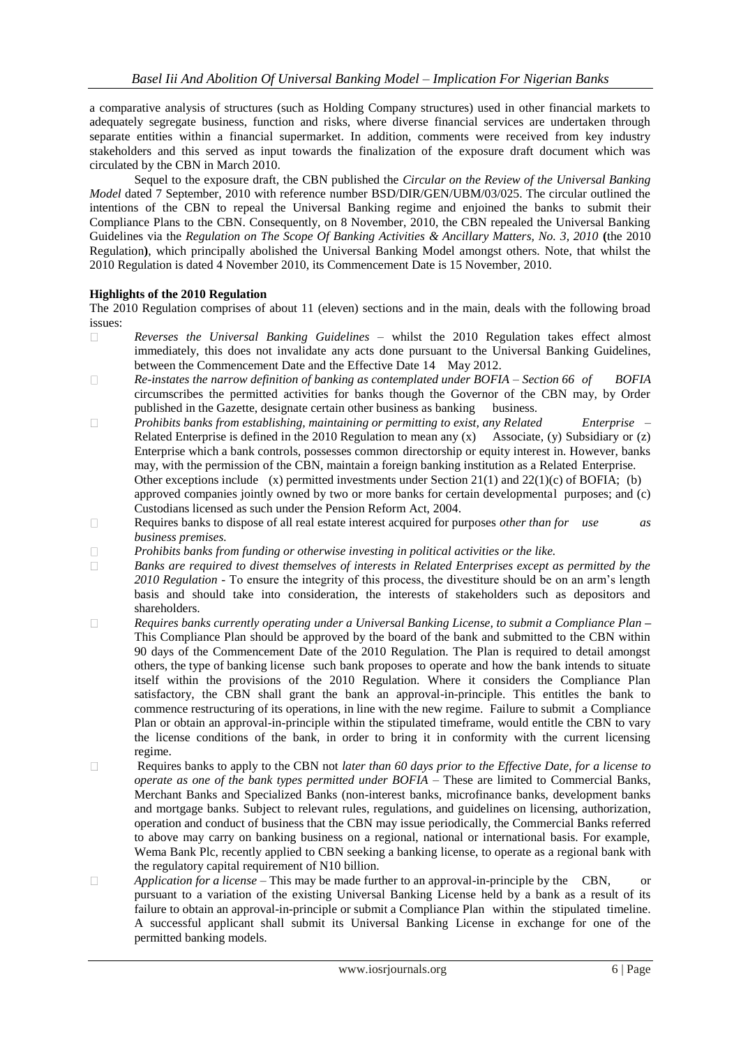a comparative analysis of structures (such as Holding Company structures) used in other financial markets to adequately segregate business, function and risks, where diverse financial services are undertaken through separate entities within a financial supermarket. In addition, comments were received from key industry stakeholders and this served as input towards the finalization of the exposure draft document which was circulated by the CBN in March 2010.

Sequel to the exposure draft, the CBN published the *Circular on the Review of the Universal Banking Model* dated 7 September, 2010 with reference number BSD/DIR/GEN/UBM/03/025. The circular outlined the intentions of the CBN to repeal the Universal Banking regime and enjoined the banks to submit their Compliance Plans to the CBN. Consequently, on 8 November, 2010, the CBN repealed the Universal Banking Guidelines via the *Regulation on The Scope Of Banking Activities & Ancillary Matters, No. 3, 2010* **(**the 2010 Regulation**)**, which principally abolished the Universal Banking Model amongst others. Note, that whilst the 2010 Regulation is dated 4 November 2010, its Commencement Date is 15 November, 2010.

**Highlights of the 2010 Regulation**

The 2010 Regulation comprises of about 11 (eleven) sections and in the main, deals with the following broad issues:

- *Reverses the Universal Banking Guidelines* – whilst the 2010 Regulation takes effect almost immediately, this does not invalidate any acts done pursuant to the Universal Banking Guidelines, between the Commencement Date and the Effective Date 14 May 2012.
- *Re-instates the narrow definition of banking as contemplated under BOFIA – Section 66 of BOFIA* circumscribes the permitted activities for banks though the Governor of the CBN may, by Order published in the Gazette, designate certain other business as banking business.
- *Prohibits banks from establishing, maintaining or permitting to exist, any Related Enterprise* – Related Enterprise is defined in the 2010 Regulation to mean any (x) Associate, (y) Subsidiary or (z) Enterprise which a bank controls, possesses common directorship or equity interest in. However, banks may, with the permission of the CBN, maintain a foreign banking institution as a Related Enterprise. Other exceptions include (x) permitted investments under Section 21(1) and 22(1)(c) of BOFIA; (b) approved companies jointly owned by two or more banks for certain developmental purposes; and (c) Custodians licensed as such under the Pension Reform Act, 2004.
- Requires banks to dispose of all real estate interest acquired for purposes *other than for use as business premises.*
- *Prohibits banks from funding or otherwise investing in political activities or the like.*
- *Banks are required to divest themselves of interests in Related Enterprises except as permitted by the 2010 Regulation* - To ensure the integrity of this process, the divestiture should be on an arm's length basis and should take into consideration, the interests of stakeholders such as depositors and shareholders.
- *Requires banks currently operating under a Universal Banking License, to submit a Compliance Plan* **–** This Compliance Plan should be approved by the board of the bank and submitted to the CBN within 90 days of the Commencement Date of the 2010 Regulation. The Plan is required to detail amongst others, the type of banking license such bank proposes to operate and how the bank intends to situate itself within the provisions of the 2010 Regulation. Where it considers the Compliance Plan satisfactory, the CBN shall grant the bank an approval-in-principle. This entitles the bank to commence restructuring of its operations, in line with the new regime. Failure to submit a Compliance Plan or obtain an approval-in-principle within the stipulated timeframe, would entitle the CBN to vary the license conditions of the bank, in order to bring it in conformity with the current licensing regime.
- Requires banks to apply to the CBN not *later than 60 days prior to the Effective Date, for a license to operate as one of the bank types permitted under BOFIA* – These are limited to Commercial Banks, Merchant Banks and Specialized Banks (non-interest banks, microfinance banks, development banks and mortgage banks. Subject to relevant rules, regulations, and guidelines on licensing, authorization, operation and conduct of business that the CBN may issue periodically, the Commercial Banks referred to above may carry on banking business on a regional, national or international basis. For example, Wema Bank Plc, recently applied to CBN seeking a banking license, to operate as a regional bank with the regulatory capital requirement of N10 billion.
- *Application for a license* – This may be made further to an approval-in-principle by the CBN, or pursuant to a variation of the existing Universal Banking License held by a bank as a result of its failure to obtain an approval-in-principle or submit a Compliance Plan within the stipulated timeline. A successful applicant shall submit its Universal Banking License in exchange for one of the permitted banking models.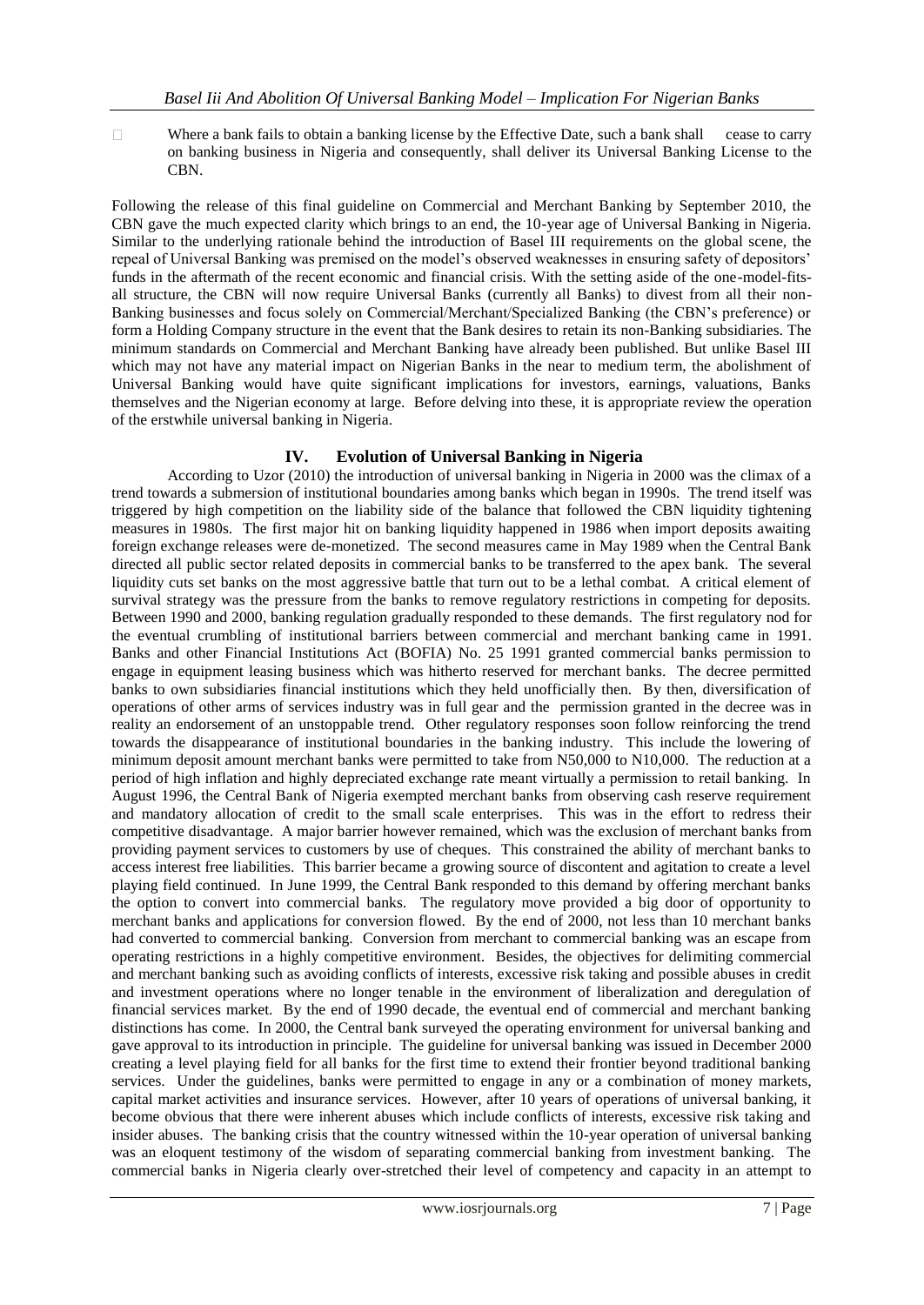- Where a bank fails to obtain a banking license by the Effective Date, such a bank shall cease to carry on banking business in Nigeria and consequently, shall deliver its Universal Banking License to the CBN.

Following the release of this final guideline on Commercial and Merchant Banking by September 2010, the CBN gave the much expected clarity which brings to an end, the 10-year age of Universal Banking in Nigeria. Similar to the underlying rationale behind the introduction of Basel III requirements on the global scene, the repeal of Universal Banking was premised on the model's observed weaknesses in ensuring safety of depositors' funds in the aftermath of the recent economic and financial crisis. With the setting aside of the one-model-fits-all structure, the CBN will now require Universal Banks (currently all Banks) to divest from all their non-Banking businesses and focus solely on Commercial/Merchant/Specialized Banking (the CBN's preference) or form a Holding Company structure in the event that the Bank desires to retain its non-Banking subsidiaries. The minimum standards on Commercial and Merchant Banking have already been published. But unlike Basel III which may not have any material impact on Nigerian Banks in the near to medium term, the abolishment of Universal Banking would have quite significant implications for investors, earnings, valuations, Banks themselves and the Nigerian economy at large. Before delving into these, it is appropriate review the operation of the erstwhile universal banking in Nigeria.

## IV. Evolution of Universal Banking in Nigeria

According to Uzor (2010) the introduction of universal banking in Nigeria in 2000 was the climax of a trend towards a submersion of institutional boundaries among banks which began in 1990s. The trend itself was triggered by high competition on the liability side of the balance that followed the CBN liquidity tightening measures in 1980s. The first major hit on banking liquidity happened in 1986 when import deposits awaiting foreign exchange releases were de-monetized. The second measures came in May 1989 when the Central Bank directed all public sector related deposits in commercial banks to be transferred to the apex bank. The several liquidity cuts set banks on the most aggressive battle that turn out to be a lethal combat. A critical element of survival strategy was the pressure from the banks to remove regulatory restrictions in competing for deposits. Between 1990 and 2000, banking regulation gradually responded to these demands. The first regulatory nod for the eventual crumbling of institutional barriers between commercial and merchant banking came in 1991. Banks and other Financial Institutions Act (BOFIA) No. 25 1991 granted commercial banks permission to engage in equipment leasing business which was hitherto reserved for merchant banks. The decree permitted banks to own subsidiaries financial institutions which they held unofficially then. By then, diversification of operations of other arms of services industry was in full gear and the permission granted in the decree was in reality an endorsement of an unstoppable trend. Other regulatory responses soon follow reinforcing the trend towards the disappearance of institutional boundaries in the banking industry. This include the lowering of minimum deposit amount merchant banks were permitted to take from N50,000 to N10,000. The reduction at a period of high inflation and highly depreciated exchange rate meant virtually a permission to retail banking. In August 1996, the Central Bank of Nigeria exempted merchant banks from observing cash reserve requirement and mandatory allocation of credit to the small scale enterprises. This was in the effort to redress their competitive disadvantage. A major barrier however remained, which was the exclusion of merchant banks from providing payment services to customers by use of cheques. This constrained the ability of merchant banks to access interest free liabilities. This barrier became a growing source of discontent and agitation to create a level playing field continued. In June 1999, the Central Bank responded to this demand by offering merchant banks the option to convert into commercial banks. The regulatory move provided a big door of opportunity to merchant banks and applications for conversion flowed. By the end of 2000, not less than 10 merchant banks had converted to commercial banking. Conversion from merchant to commercial banking was an escape from operating restrictions in a highly competitive environment. Besides, the objectives for delimiting commercial and merchant banking such as avoiding conflicts of interests, excessive risk taking and possible abuses in credit and investment operations where no longer tenable in the environment of liberalization and deregulation of financial services market. By the end of 1990 decade, the eventual end of commercial and merchant banking distinctions has come. In 2000, the Central bank surveyed the operating environment for universal banking and gave approval to its introduction in principle. The guideline for universal banking was issued in December 2000 creating a level playing field for all banks for the first time to extend their frontier beyond traditional banking services. Under the guidelines, banks were permitted to engage in any or a combination of money markets, capital market activities and insurance services. However, after 10 years of operations of universal banking, it become obvious that there were inherent abuses which include conflicts of interests, excessive risk taking and insider abuses. The banking crisis that the country witnessed within the 10-year operation of universal banking was an eloquent testimony of the wisdom of separating commercial banking from investment banking. The commercial banks in Nigeria clearly over-stretched their level of competency and capacity in an attempt to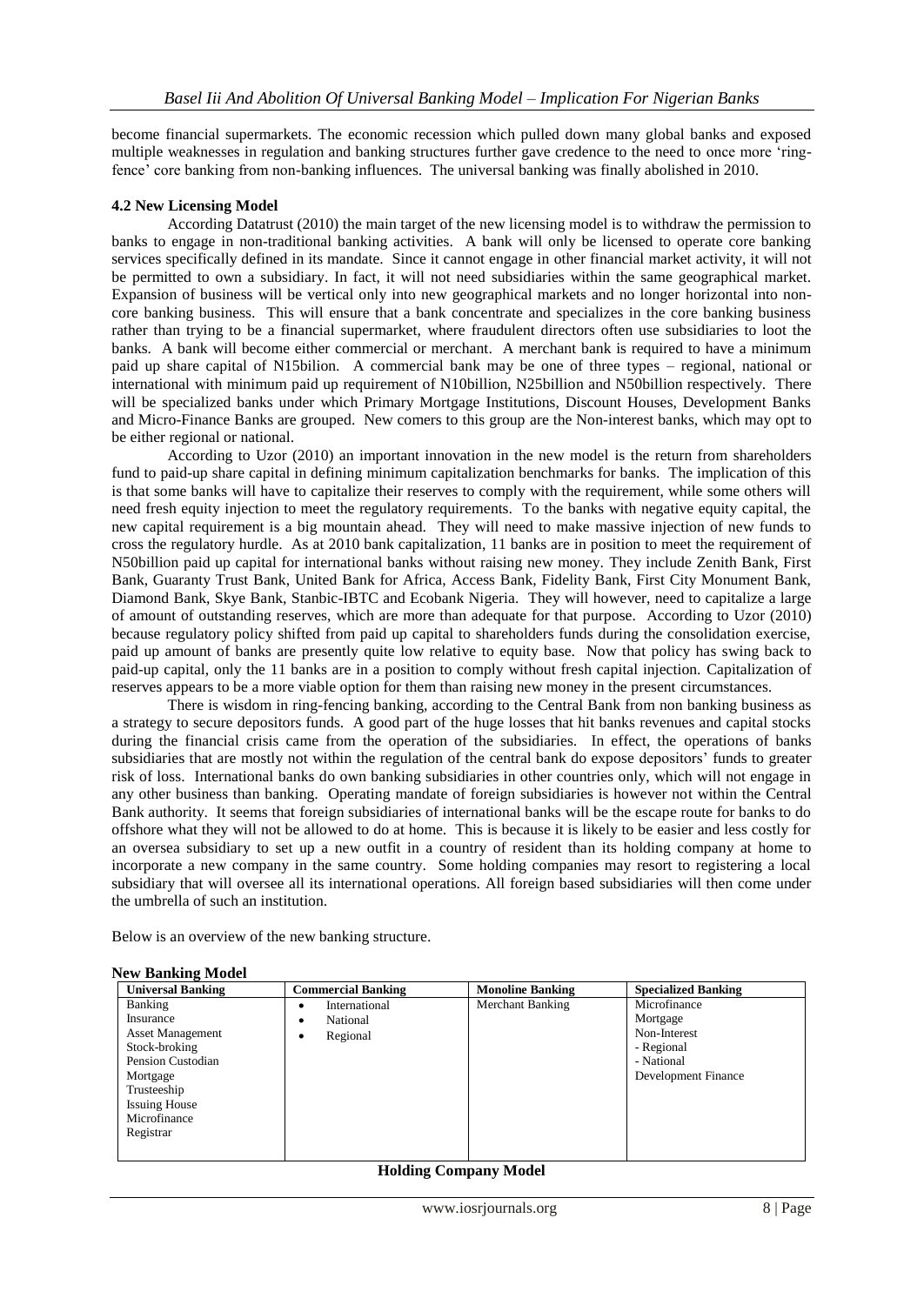become financial supermarkets. The economic recession which pulled down many global banks and exposed multiple weaknesses in regulation and banking structures further gave credence to the need to once more 'ring-fence' core banking from non-banking influences. The universal banking was finally abolished in 2010.

### 4.2 New Licensing Model

According Datatrust (2010) the main target of the new licensing model is to withdraw the permission to banks to engage in non-traditional banking activities. A bank will only be licensed to operate core banking services specifically defined in its mandate. Since it cannot engage in other financial market activity, it will not be permitted to own a subsidiary. In fact, it will not need subsidiaries within the same geographical market. Expansion of business will be vertical only into new geographical markets and no longer horizontal into non-core banking business. This will ensure that a bank concentrate and specializes in the core banking business rather than trying to be a financial supermarket, where fraudulent directors often use subsidiaries to loot the banks. A bank will become either commercial or merchant. A merchant bank is required to have a minimum paid up share capital of N15bilion. A commercial bank may be one of three types – regional, national or international with minimum paid up requirement of N10billion, N25billion and N50billion respectively. There will be specialized banks under which Primary Mortgage Institutions, Discount Houses, Development Banks and Micro-Finance Banks are grouped. New comers to this group are the Non-interest banks, which may opt to be either regional or national.

According to Uzor (2010) an important innovation in the new model is the return from shareholders fund to paid-up share capital in defining minimum capitalization benchmarks for banks. The implication of this is that some banks will have to capitalize their reserves to comply with the requirement, while some others will need fresh equity injection to meet the regulatory requirements. To the banks with negative equity capital, the new capital requirement is a big mountain ahead. They will need to make massive injection of new funds to cross the regulatory hurdle. As at 2010 bank capitalization, 11 banks are in position to meet the requirement of N50billion paid up capital for international banks without raising new money. They include Zenith Bank, First Bank, Guaranty Trust Bank, United Bank for Africa, Access Bank, Fidelity Bank, First City Monument Bank, Diamond Bank, Skye Bank, Stanbic-IBTC and Ecobank Nigeria. They will however, need to capitalize a large of amount of outstanding reserves, which are more than adequate for that purpose. According to Uzor (2010) because regulatory policy shifted from paid up capital to shareholders funds during the consolidation exercise, paid up amount of banks are presently quite low relative to equity base. Now that policy has swing back to paid-up capital, only the 11 banks are in a position to comply without fresh capital injection. Capitalization of reserves appears to be a more viable option for them than raising new money in the present circumstances.

There is wisdom in ring-fencing banking, according to the Central Bank from non banking business as a strategy to secure depositors funds. A good part of the huge losses that hit banks revenues and capital stocks during the financial crisis came from the operation of the subsidiaries. In effect, the operations of banks subsidiaries that are mostly not within the regulation of the central bank do expose depositors' funds to greater risk of loss. International banks do own banking subsidiaries in other countries only, which will not engage in any other business than banking. Operating mandate of foreign subsidiaries is however not within the Central Bank authority. It seems that foreign subsidiaries of international banks will be the escape route for banks to do offshore what they will not be allowed to do at home. This is because it is likely to be easier and less costly for an oversea subsidiary to set up a new outfit in a country of resident than its holding company at home to incorporate a new company in the same country. Some holding companies may resort to registering a local subsidiary that will oversee all its international operations. All foreign based subsidiaries will then come under the umbrella of such an institution.

Below is an overview of the new banking structure.

**New Banking Model**

| Universal Banking | Commercial Banking | Monoline Banking | Specialized Banking |
|---|---|---|---|
| Banking<br>Insurance<br>Asset Management<br>Stock-broking<br>Pension Custodian<br>Mortgage<br>Trusteeship<br>Issuing House<br>Microfinance<br>Registrar | • International<br>• National<br>• Regional | Merchant Banking | Microfinance<br>Mortgage<br>Non-Interest<br>- Regional<br>- National<br>Development Finance |

**Holding Company Model**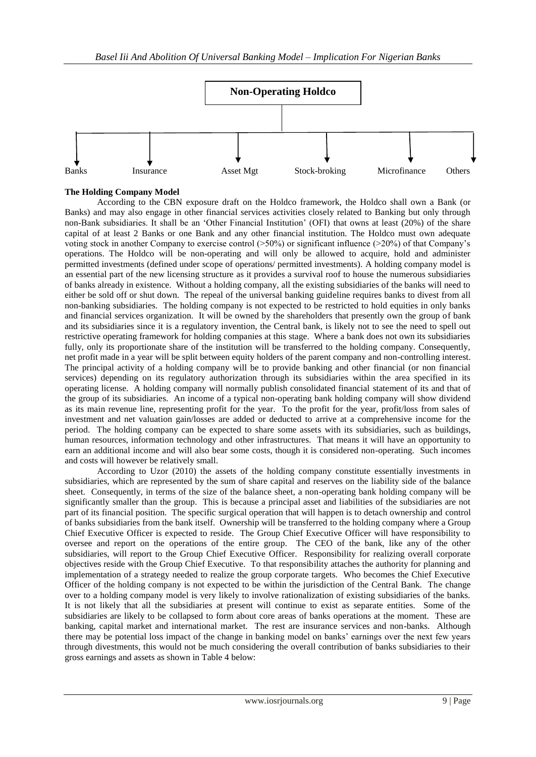Non-Operating Holdco

Banks | Insurance | Asset Mgt | Stock-broking | Microfinance | Others

**The Holding Company Model**

According to the CBN exposure draft on the Holdco framework, the Holdco shall own a Bank (or Banks) and may also engage in other financial services activities closely related to Banking but only through non-Bank subsidiaries. It shall be an 'Other Financial Institution' (OFI) that owns at least (20%) of the share capital of at least 2 Banks or one Bank and any other financial institution. The Holdco must own adequate voting stock in another Company to exercise control (>50%) or significant influence (>20%) of that Company's operations. The Holdco will be non-operating and will only be allowed to acquire, hold and administer permitted investments (defined under scope of operations/ permitted investments). A holding company model is an essential part of the new licensing structure as it provides a survival roof to house the numerous subsidiaries of banks already in existence. Without a holding company, all the existing subsidiaries of the banks will need to either be sold off or shut down. The repeal of the universal banking guideline requires banks to divest from all non-banking subsidiaries. The holding company is not expected to be restricted to hold equities in only banks and financial services organization. It will be owned by the shareholders that presently own the group of bank and its subsidiaries since it is a regulatory invention, the Central bank, is likely not to see the need to spell out restrictive operating framework for holding companies at this stage. Where a bank does not own its subsidiaries fully, only its proportionate share of the institution will be transferred to the holding company. Consequently, net profit made in a year will be split between equity holders of the parent company and non-controlling interest. The principal activity of a holding company will be to provide banking and other financial (or non financial services) depending on its regulatory authorization through its subsidiaries within the area specified in its operating license. A holding company will normally publish consolidated financial statement of its and that of the group of its subsidiaries. An income of a typical non-operating bank holding company will show dividend as its main revenue line, representing profit for the year. To the profit for the year, profit/loss from sales of investment and net valuation gain/losses are added or deducted to arrive at a comprehensive income for the period. The holding company can be expected to share some assets with its subsidiaries, such as buildings, human resources, information technology and other infrastructures. That means it will have an opportunity to earn an additional income and will also bear some costs, though it is considered non-operating. Such incomes and costs will however be relatively small.

According to Uzor (2010) the assets of the holding company constitute essentially investments in subsidiaries, which are represented by the sum of share capital and reserves on the liability side of the balance sheet. Consequently, in terms of the size of the balance sheet, a non-operating bank holding company will be significantly smaller than the group. This is because a principal asset and liabilities of the subsidiaries are not part of its financial position. The specific surgical operation that will happen is to detach ownership and control of banks subsidiaries from the bank itself. Ownership will be transferred to the holding company where a Group Chief Executive Officer is expected to reside. The Group Chief Executive Officer will have responsibility to oversee and report on the operations of the entire group. The CEO of the bank, like any of the other subsidiaries, will report to the Group Chief Executive Officer. Responsibility for realizing overall corporate objectives reside with the Group Chief Executive. To that responsibility attaches the authority for planning and implementation of a strategy needed to realize the group corporate targets. Who becomes the Chief Executive Officer of the holding company is not expected to be within the jurisdiction of the Central Bank. The change over to a holding company model is very likely to involve rationalization of existing subsidiaries of the banks. It is not likely that all the subsidiaries at present will continue to exist as separate entities. Some of the subsidiaries are likely to be collapsed to form about core areas of banks operations at the moment. These are banking, capital market and international market. The rest are insurance services and non-banks. Although there may be potential loss impact of the change in banking model on banks' earnings over the next few years through divestments, this would not be much considering the overall contribution of banks subsidiaries to their gross earnings and assets as shown in Table 4 below: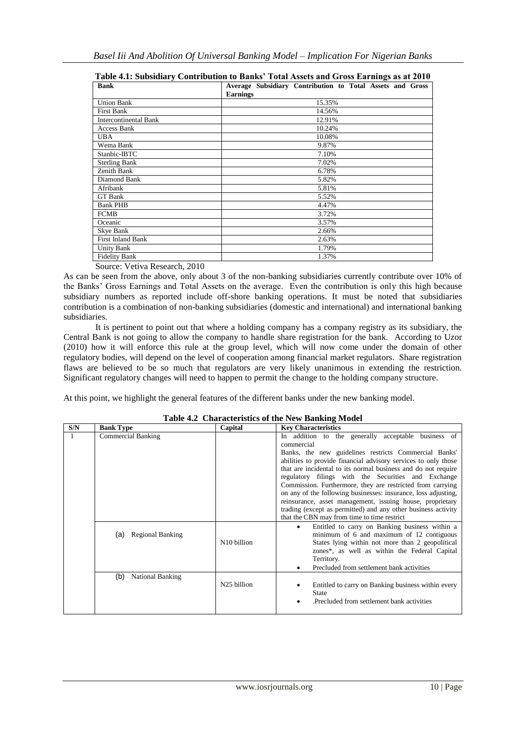**Table 4.1: Subsidiary Contribution to Banks' Total Assets and Gross Earnings as at 2010**

| Bank | Average Subsidiary Contribution to Total Assets and Gross Earnings |
|---|---|
| Union Bank | 15.35% |
| First Bank | 14.56% |
| Intercontinental Bank | 12.91% |
| Access Bank | 10.24% |
| UBA | 10.08% |
| Wema Bank | 9.87% |
| Stanbic-IBTC | 7.10% |
| Sterling Bank | 7.02% |
| Zenith Bank | 6.78% |
| Diamond Bank | 5.82% |
| Afribank | 5.81% |
| GT Bank | 5.52% |
| Bank PHB | 4.47% |
| FCMB | 3.72% |
| Oceanic | 3.57% |
| Skye Bank | 2.66% |
| First Inland Bank | 2.63% |
| Unity Bank | 1.79% |
| Fidelity Bank | 1.37% |

Source: Vetiva Research, 2010

As can be seen from the above, only about 3 of the non-banking subsidiaries currently contribute over 10% of the Banks' Gross Earnings and Total Assets on the average. Even the contribution is only this high because subsidiary numbers as reported include off-shore banking operations. It must be noted that subsidiaries contribution is a combination of non-banking subsidiaries (domestic and international) and international banking subsidiaries.

It is pertinent to point out that where a holding company has a company registry as its subsidiary, the Central Bank is not going to allow the company to handle share registration for the bank. According to Uzor (2010) how it will enforce this rule at the group level, which will now come under the domain of other regulatory bodies, will depend on the level of cooperation among financial market regulators. Share registration flaws are believed to be so much that regulators are very likely unanimous in extending the restriction. Significant regulatory changes will need to happen to permit the change to the holding company structure.

At this point, we highlight the general features of the different banks under the new banking model.

**Table 4.2 Characteristics of the New Banking Model**

| S/N | Bank Type | Capital | Key Characteristics |
|---|---|---|---|
| 1 | Commercial Banking | | In addition to the generally acceptable business of commercial Banks, the new guidelines restricts Commercial Banks' abilities to provide financial advisory services to only those that are incidental to its normal business and do not require regulatory filings with the Securities and Exchange Commission. Furthermore, they are restricted from carrying on any of the following businesses: insurance, loss adjusting, reinsurance, asset management, issuing house, proprietary trading (except as permitted) and any other business activity that the CBN may from time to time restrict |
| | (a) Regional Banking | N10 billion | • Entitled to carry on Banking business within a minimum of 6 and maximum of 12 contiguous States lying within not more than 2 geopolitical zones*, as well as within the Federal Capital Territory. <br> • Precluded from settlement bank activities |
| | (b) National Banking | N25 billion | • Entitled to carry on Banking business within every State <br> • .Precluded from settlement bank activities |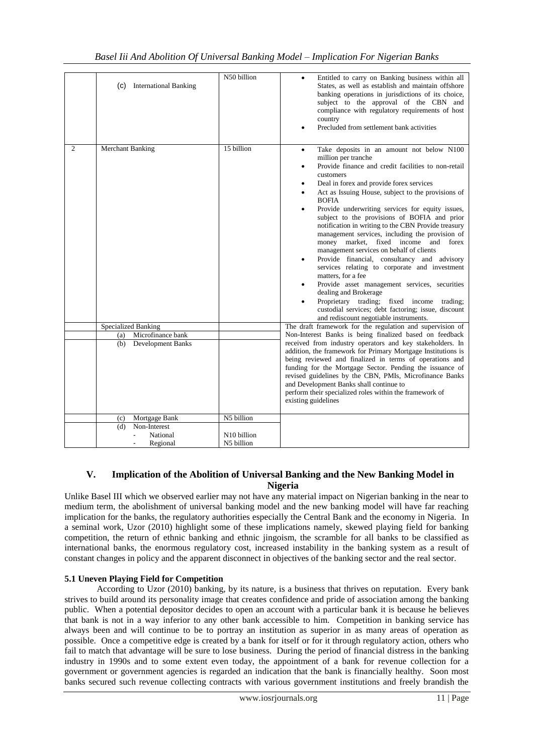| | | | |
|---|---|---|---|
| | (c) International Banking | N50 billion | • Entitled to carry on Banking business within all States, as well as establish and maintain offshore banking operations in jurisdictions of its choice, subject to the approval of the CBN and compliance with regulatory requirements of host country<br>• Precluded from settlement bank activities |
| 2 | Merchant Banking | 15 billion | • Take deposits in an amount not below N100 million per tranche<br>• Provide finance and credit facilities to non-retail customers<br>• Deal in forex and provide forex services<br>• Act as Issuing House, subject to the provisions of the BOFIA<br>• Provide underwriting services for equity issues, subject to the provisions of BOFIA and prior notification in writing to the CBN Provide treasury management services, including the provision of money market, fixed income and forex management services on behalf of clients<br>• Provide financial, consultancy and advisory services relating to corporate and investment matters, for a fee<br>• Provide asset management services, securities dealing and Brokerage<br>• Proprietary trading; fixed income trading; custodial services; debt factoring; issue, discount and rediscount negotiable instruments. |
| | Specialized Banking<br>(a) Microfinance bank<br>(b) Development Banks | | The draft framework for the regulation and supervision of Non-Interest Banks is being finalized based on feedback received from industry operators and key stakeholders. In addition, the framework for Primary Mortgage Institutions is being reviewed and finalized in terms of operations and funding for the Mortgage Sector. Pending the issuance of revised guidelines by the CBN, PMIs, Microfinance Banks and Development Banks shall continue to perform their specialized roles within the framework of existing guidelines |
| | (c) Mortgage Bank | N5 billion | |
| | (d) Non-Interest<br>- National<br>- Regional | <br>N10 billion<br>N5 billion | |

## V. Implication of the Abolition of Universal Banking and the New Banking Model in Nigeria

Unlike Basel III which we observed earlier may not have any material impact on Nigerian banking in the near to medium term, the abolishment of universal banking model and the new banking model will have far reaching implication for the banks, the regulatory authorities especially the Central Bank and the economy in Nigeria. In a seminal work, Uzor (2010) highlight some of these implications namely, skewed playing field for banking competition, the return of ethnic banking and ethnic jingoism, the scramble for all banks to be classified as international banks, the enormous regulatory cost, increased instability in the banking system as a result of constant changes in policy and the apparent disconnect in objectives of the banking sector and the real sector.

### 5.1 Uneven Playing Field for Competition

According to Uzor (2010) banking, by its nature, is a business that thrives on reputation. Every bank strives to build around its personality image that creates confidence and pride of association among the banking public. When a potential depositor decides to open an account with a particular bank it is because he believes that bank is not in a way inferior to any other bank accessible to him. Competition in banking service has always been and will continue to be to portray an institution as superior in as many areas of operation as possible. Once a competitive edge is created by a bank for itself or for it through regulatory action, others who fail to match that advantage will be sure to lose business. During the period of financial distress in the banking industry in 1990s and to some extent even today, the appointment of a bank for revenue collection for a government or government agencies is regarded an indication that the bank is financially healthy. Soon most banks secured such revenue collecting contracts with various government institutions and freely brandish the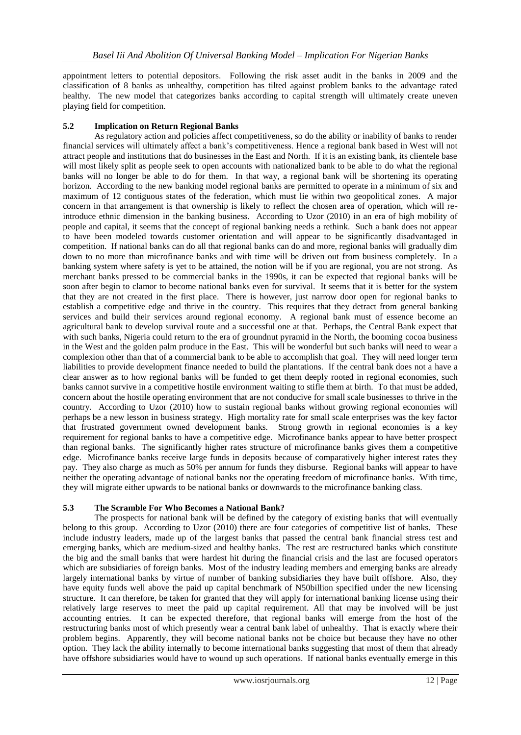appointment letters to potential depositors. Following the risk asset audit in the banks in 2009 and the classification of 8 banks as unhealthy, competition has tilted against problem banks to the advantage rated healthy. The new model that categorizes banks according to capital strength will ultimately create uneven playing field for competition.

### 5.2 Implication on Return Regional Banks

As regulatory action and policies affect competitiveness, so do the ability or inability of banks to render financial services will ultimately affect a bank's competitiveness. Hence a regional bank based in West will not attract people and institutions that do businesses in the East and North. If it is an existing bank, its clientele base will most likely split as people seek to open accounts with nationalized bank to be able to do what the regional banks will no longer be able to do for them. In that way, a regional bank will be shortening its operating horizon. According to the new banking model regional banks are permitted to operate in a minimum of six and maximum of 12 contiguous states of the federation, which must lie within two geopolitical zones. A major concern in that arrangement is that ownership is likely to reflect the chosen area of operation, which will re-introduce ethnic dimension in the banking business. According to Uzor (2010) in an era of high mobility of people and capital, it seems that the concept of regional banking needs a rethink. Such a bank does not appear to have been modeled towards customer orientation and will appear to be significantly disadvantaged in competition. If national banks can do all that regional banks can do and more, regional banks will gradually dim down to no more than microfinance banks and with time will be driven out from business completely. In a banking system where safety is yet to be attained, the notion will be if you are regional, you are not strong. As merchant banks pressed to be commercial banks in the 1990s, it can be expected that regional banks will be soon after begin to clamor to become national banks even for survival. It seems that it is better for the system that they are not created in the first place. There is however, just narrow door open for regional banks to establish a competitive edge and thrive in the country. This requires that they detract from general banking services and build their services around regional economy. A regional bank must of essence become an agricultural bank to develop survival route and a successful one at that. Perhaps, the Central Bank expect that with such banks, Nigeria could return to the era of groundnut pyramid in the North, the booming cocoa business in the West and the golden palm produce in the East. This will be wonderful but such banks will need to wear a complexion other than that of a commercial bank to be able to accomplish that goal. They will need longer term liabilities to provide development finance needed to build the plantations. If the central bank does not a have a clear answer as to how regional banks will be funded to get them deeply rooted in regional economies, such banks cannot survive in a competitive hostile environment waiting to stifle them at birth. To that must be added, concern about the hostile operating environment that are not conducive for small scale businesses to thrive in the country. According to Uzor (2010) how to sustain regional banks without growing regional economies will perhaps be a new lesson in business strategy. High mortality rate for small scale enterprises was the key factor that frustrated government owned development banks. Strong growth in regional economies is a key requirement for regional banks to have a competitive edge. Microfinance banks appear to have better prospect than regional banks. The significantly higher rates structure of microfinance banks gives them a competitive edge. Microfinance banks receive large funds in deposits because of comparatively higher interest rates they pay. They also charge as much as 50% per annum for funds they disburse. Regional banks will appear to have neither the operating advantage of national banks nor the operating freedom of microfinance banks. With time, they will migrate either upwards to be national banks or downwards to the microfinance banking class.

### 5.3 The Scramble For Who Becomes a National Bank?

The prospects for national bank will be defined by the category of existing banks that will eventually belong to this group. According to Uzor (2010) there are four categories of competitive list of banks. These include industry leaders, made up of the largest banks that passed the central bank financial stress test and emerging banks, which are medium-sized and healthy banks. The rest are restructured banks which constitute the big and the small banks that were hardest hit during the financial crisis and the last are focused operators which are subsidiaries of foreign banks. Most of the industry leading members and emerging banks are already largely international banks by virtue of number of banking subsidiaries they have built offshore. Also, they have equity funds well above the paid up capital benchmark of N50billion specified under the new licensing structure. It can therefore, be taken for granted that they will apply for international banking license using their relatively large reserves to meet the paid up capital requirement. All that may be involved will be just accounting entries. It can be expected therefore, that regional banks will emerge from the host of the restructuring banks most of which presently wear a central bank label of unhealthy. That is exactly where their problem begins. Apparently, they will become national banks not be choice but because they have no other option. They lack the ability internally to become international banks suggesting that most of them that already have offshore subsidiaries would have to wound up such operations. If national banks eventually emerge in this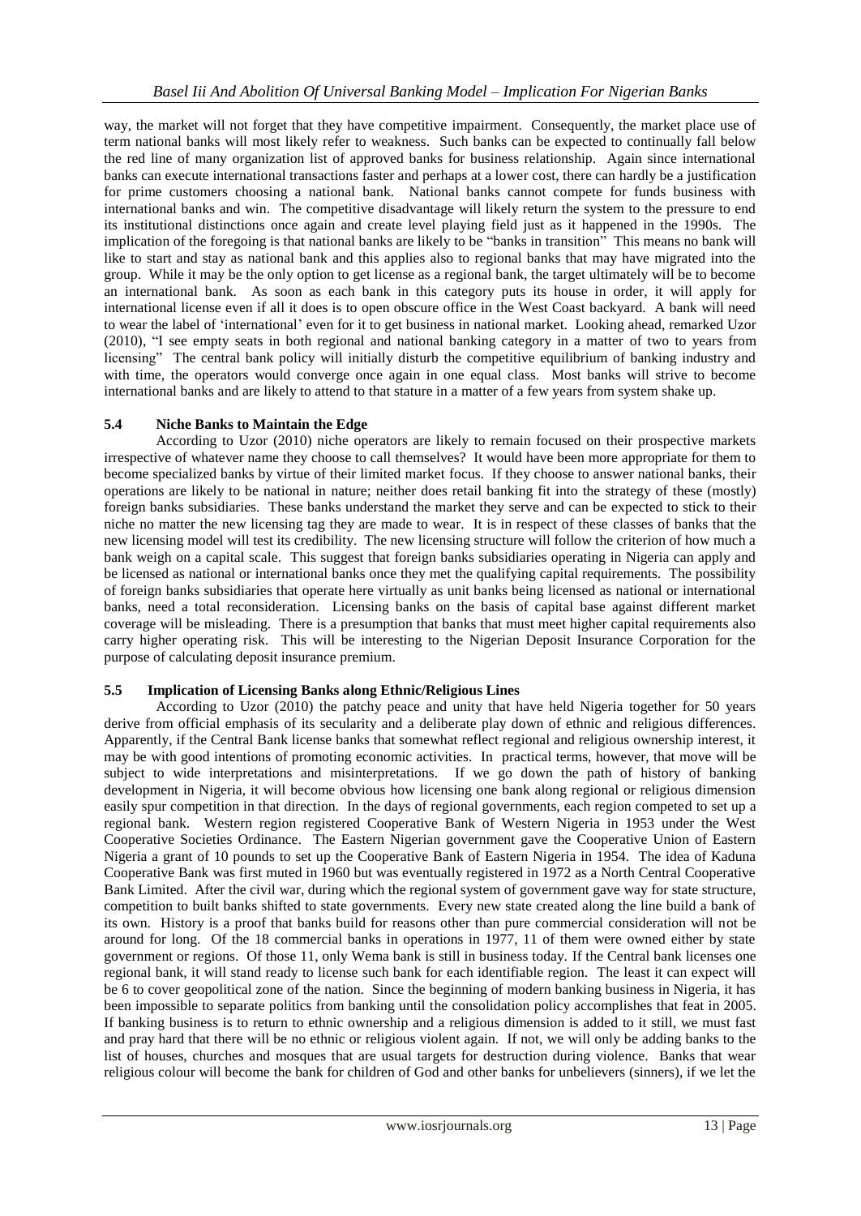way, the market will not forget that they have competitive impairment. Consequently, the market place use of term national banks will most likely refer to weakness. Such banks can be expected to continually fall below the red line of many organization list of approved banks for business relationship. Again since international banks can execute international transactions faster and perhaps at a lower cost, there can hardly be a justification for prime customers choosing a national bank. National banks cannot compete for funds business with international banks and win. The competitive disadvantage will likely return the system to the pressure to end its institutional distinctions once again and create level playing field just as it happened in the 1990s. The implication of the foregoing is that national banks are likely to be "banks in transition" This means no bank will like to start and stay as national bank and this applies also to regional banks that may have migrated into the group. While it may be the only option to get license as a regional bank, the target ultimately will be to become an international bank. As soon as each bank in this category puts its house in order, it will apply for international license even if all it does is to open obscure office in the West Coast backyard. A bank will need to wear the label of 'international' even for it to get business in national market. Looking ahead, remarked Uzor (2010), "I see empty seats in both regional and national banking category in a matter of two to years from licensing" The central bank policy will initially disturb the competitive equilibrium of banking industry and with time, the operators would converge once again in one equal class. Most banks will strive to become international banks and are likely to attend to that stature in a matter of a few years from system shake up.

### 5.4 Niche Banks to Maintain the Edge

According to Uzor (2010) niche operators are likely to remain focused on their prospective markets irrespective of whatever name they choose to call themselves? It would have been more appropriate for them to become specialized banks by virtue of their limited market focus. If they choose to answer national banks, their operations are likely to be national in nature; neither does retail banking fit into the strategy of these (mostly) foreign banks subsidiaries. These banks understand the market they serve and can be expected to stick to their niche no matter the new licensing tag they are made to wear. It is in respect of these classes of banks that the new licensing model will test its credibility. The new licensing structure will follow the criterion of how much a bank weigh on a capital scale. This suggest that foreign banks subsidiaries operating in Nigeria can apply and be licensed as national or international banks once they met the qualifying capital requirements. The possibility of foreign banks subsidiaries that operate here virtually as unit banks being licensed as national or international banks, need a total reconsideration. Licensing banks on the basis of capital base against different market coverage will be misleading. There is a presumption that banks that must meet higher capital requirements also carry higher operating risk. This will be interesting to the Nigerian Deposit Insurance Corporation for the purpose of calculating deposit insurance premium.

### 5.5 Implication of Licensing Banks along Ethnic/Religious Lines

According to Uzor (2010) the patchy peace and unity that have held Nigeria together for 50 years derive from official emphasis of its secularity and a deliberate play down of ethnic and religious differences. Apparently, if the Central Bank license banks that somewhat reflect regional and religious ownership interest, it may be with good intentions of promoting economic activities. In practical terms, however, that move will be subject to wide interpretations and misinterpretations. If we go down the path of history of banking development in Nigeria, it will become obvious how licensing one bank along regional or religious dimension easily spur competition in that direction. In the days of regional governments, each region competed to set up a regional bank. Western region registered Cooperative Bank of Western Nigeria in 1953 under the West Cooperative Societies Ordinance. The Eastern Nigerian government gave the Cooperative Union of Eastern Nigeria a grant of 10 pounds to set up the Cooperative Bank of Eastern Nigeria in 1954. The idea of Kaduna Cooperative Bank was first muted in 1960 but was eventually registered in 1972 as a North Central Cooperative Bank Limited. After the civil war, during which the regional system of government gave way for state structure, competition to built banks shifted to state governments. Every new state created along the line build a bank of its own. History is a proof that banks build for reasons other than pure commercial consideration will not be around for long. Of the 18 commercial banks in operations in 1977, 11 of them were owned either by state government or regions. Of those 11, only Wema bank is still in business today. If the Central bank licenses one regional bank, it will stand ready to license such bank for each identifiable region. The least it can expect will be 6 to cover geopolitical zone of the nation. Since the beginning of modern banking business in Nigeria, it has been impossible to separate politics from banking until the consolidation policy accomplishes that feat in 2005. If banking business is to return to ethnic ownership and a religious dimension is added to it still, we must fast and pray hard that there will be no ethnic or religious violent again. If not, we will only be adding banks to the list of houses, churches and mosques that are usual targets for destruction during violence. Banks that wear religious colour will become the bank for children of God and other banks for unbelievers (sinners), if we let the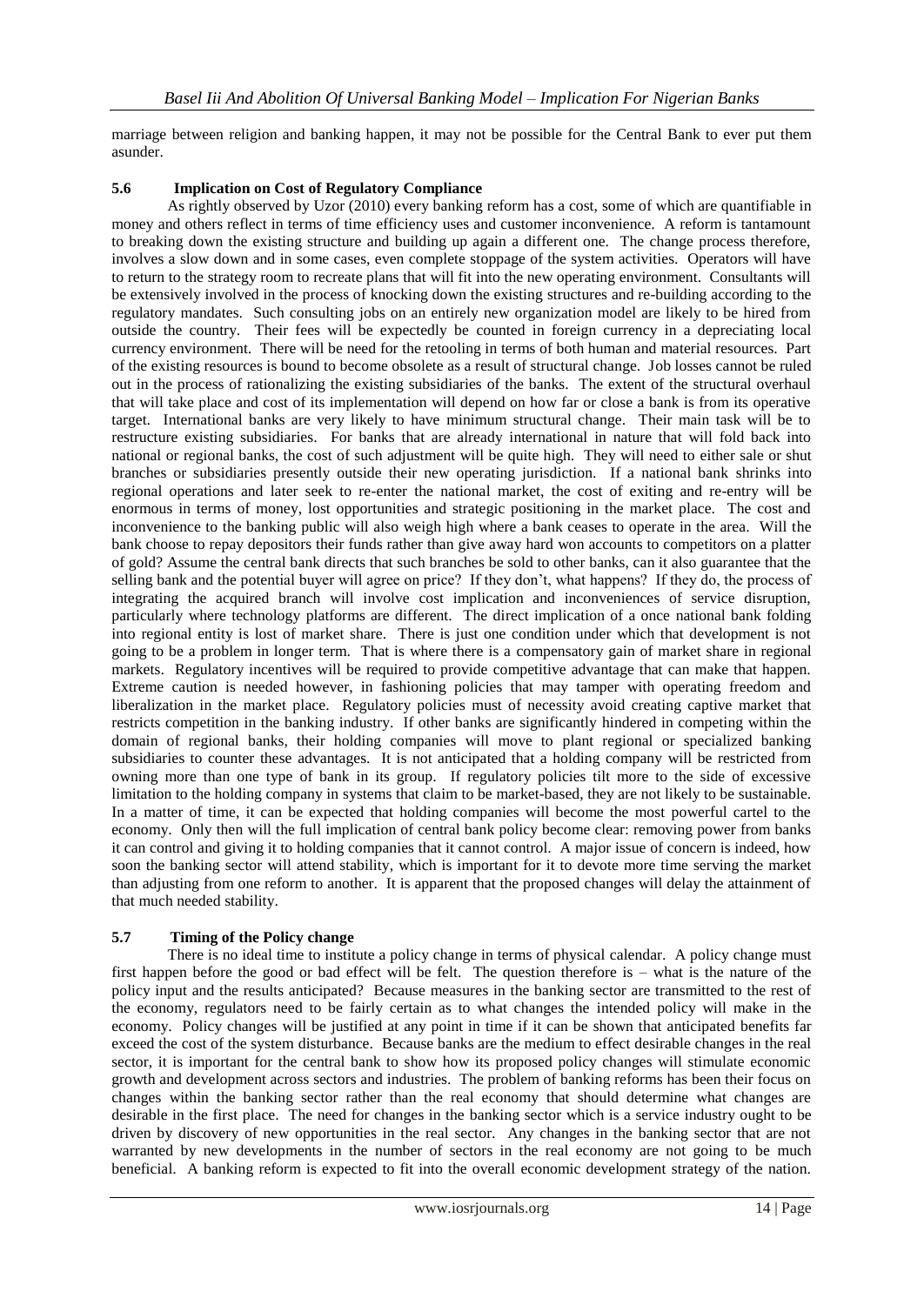marriage between religion and banking happen, it may not be possible for the Central Bank to ever put them asunder.

### 5.6 Implication on Cost of Regulatory Compliance

As rightly observed by Uzor (2010) every banking reform has a cost, some of which are quantifiable in money and others reflect in terms of time efficiency uses and customer inconvenience. A reform is tantamount to breaking down the existing structure and building up again a different one. The change process therefore, involves a slow down and in some cases, even complete stoppage of the system activities. Operators will have to return to the strategy room to recreate plans that will fit into the new operating environment. Consultants will be extensively involved in the process of knocking down the existing structures and re-building according to the regulatory mandates. Such consulting jobs on an entirely new organization model are likely to be hired from outside the country. Their fees will be expectedly be counted in foreign currency in a depreciating local currency environment. There will be need for the retooling in terms of both human and material resources. Part of the existing resources is bound to become obsolete as a result of structural change. Job losses cannot be ruled out in the process of rationalizing the existing subsidiaries of the banks. The extent of the structural overhaul that will take place and cost of its implementation will depend on how far or close a bank is from its operative target. International banks are very likely to have minimum structural change. Their main task will be to restructure existing subsidiaries. For banks that are already international in nature that will fold back into national or regional banks, the cost of such adjustment will be quite high. They will need to either sale or shut branches or subsidiaries presently outside their new operating jurisdiction. If a national bank shrinks into regional operations and later seek to re-enter the national market, the cost of exiting and re-entry will be enormous in terms of money, lost opportunities and strategic positioning in the market place. The cost and inconvenience to the banking public will also weigh high where a bank ceases to operate in the area. Will the bank choose to repay depositors their funds rather than give away hard won accounts to competitors on a platter of gold? Assume the central bank directs that such branches be sold to other banks, can it also guarantee that the selling bank and the potential buyer will agree on price? If they don't, what happens? If they do, the process of integrating the acquired branch will involve cost implication and inconveniences of service disruption, particularly where technology platforms are different. The direct implication of a once national bank folding into regional entity is lost of market share. There is just one condition under which that development is not going to be a problem in longer term. That is where there is a compensatory gain of market share in regional markets. Regulatory incentives will be required to provide competitive advantage that can make that happen. Extreme caution is needed however, in fashioning policies that may tamper with operating freedom and liberalization in the market place. Regulatory policies must of necessity avoid creating captive market that restricts competition in the banking industry. If other banks are significantly hindered in competing within the domain of regional banks, their holding companies will move to plant regional or specialized banking subsidiaries to counter these advantages. It is not anticipated that a holding company will be restricted from owning more than one type of bank in its group. If regulatory policies tilt more to the side of excessive limitation to the holding company in systems that claim to be market-based, they are not likely to be sustainable. In a matter of time, it can be expected that holding companies will become the most powerful cartel to the economy. Only then will the full implication of central bank policy become clear: removing power from banks it can control and giving it to holding companies that it cannot control. A major issue of concern is indeed, how soon the banking sector will attend stability, which is important for it to devote more time serving the market than adjusting from one reform to another. It is apparent that the proposed changes will delay the attainment of that much needed stability.

### 5.7 Timing of the Policy change

There is no ideal time to institute a policy change in terms of physical calendar. A policy change must first happen before the good or bad effect will be felt. The question therefore is – what is the nature of the policy input and the results anticipated? Because measures in the banking sector are transmitted to the rest of the economy, regulators need to be fairly certain as to what changes the intended policy will make in the economy. Policy changes will be justified at any point in time if it can be shown that anticipated benefits far exceed the cost of the system disturbance. Because banks are the medium to effect desirable changes in the real sector, it is important for the central bank to show how its proposed policy changes will stimulate economic growth and development across sectors and industries. The problem of banking reforms has been their focus on changes within the banking sector rather than the real economy that should determine what changes are desirable in the first place. The need for changes in the banking sector which is a service industry ought to be driven by discovery of new opportunities in the real sector. Any changes in the banking sector that are not warranted by new developments in the number of sectors in the real economy are not going to be much beneficial. A banking reform is expected to fit into the overall economic development strategy of the nation.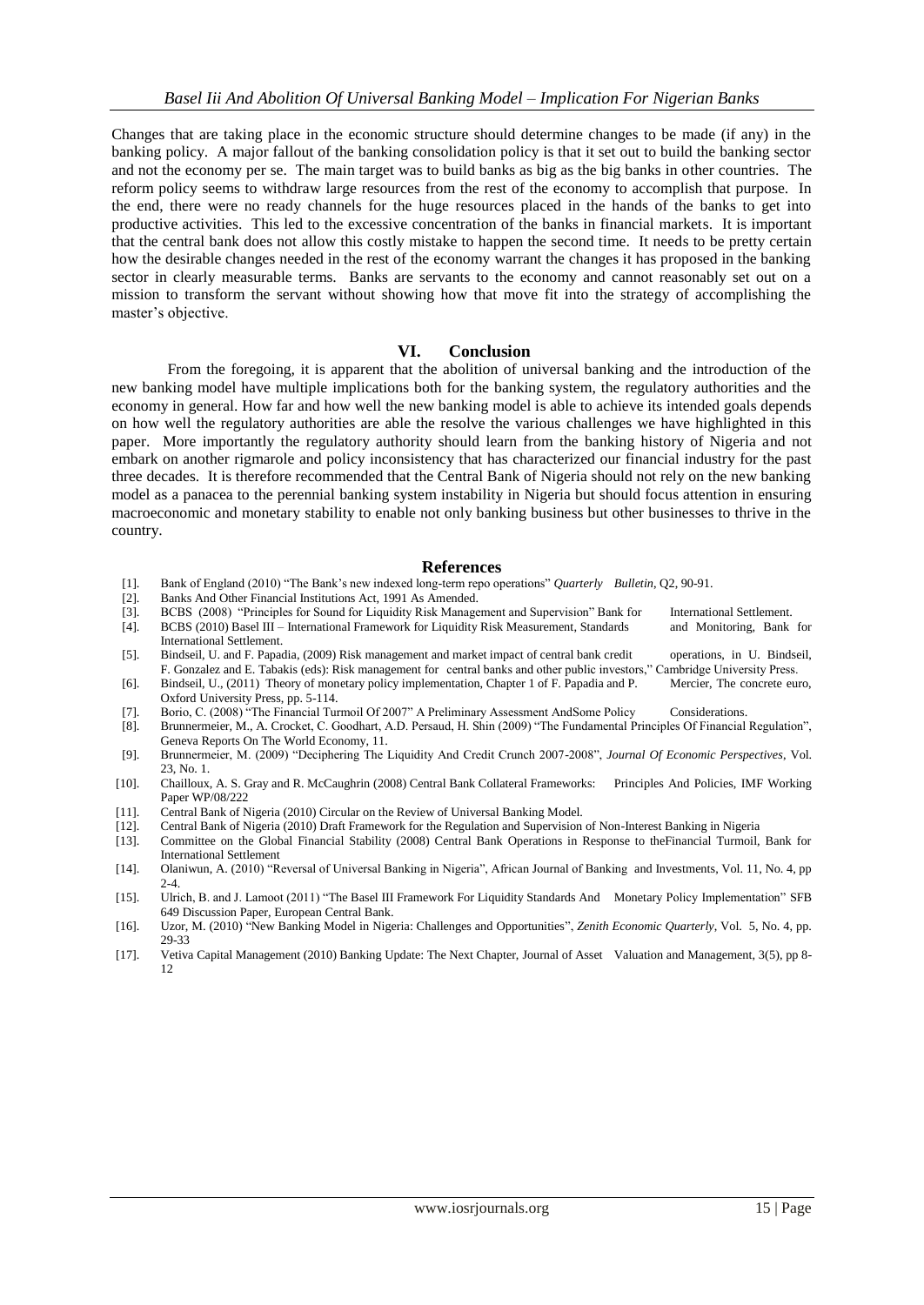Changes that are taking place in the economic structure should determine changes to be made (if any) in the banking policy. A major fallout of the banking consolidation policy is that it set out to build the banking sector and not the economy per se. The main target was to build banks as big as the big banks in other countries. The reform policy seems to withdraw large resources from the rest of the economy to accomplish that purpose. In the end, there were no ready channels for the huge resources placed in the hands of the banks to get into productive activities. This led to the excessive concentration of the banks in financial markets. It is important that the central bank does not allow this costly mistake to happen the second time. It needs to be pretty certain how the desirable changes needed in the rest of the economy warrant the changes it has proposed in the banking sector in clearly measurable terms. Banks are servants to the economy and cannot reasonably set out on a mission to transform the servant without showing how that move fit into the strategy of accomplishing the master's objective.

## VI. Conclusion

From the foregoing, it is apparent that the abolition of universal banking and the introduction of the new banking model have multiple implications both for the banking system, the regulatory authorities and the economy in general. How far and how well the new banking model is able to achieve its intended goals depends on how well the regulatory authorities are able the resolve the various challenges we have highlighted in this paper. More importantly the regulatory authority should learn from the banking history of Nigeria and not embark on another rigmarole and policy inconsistency that has characterized our financial industry for the past three decades. It is therefore recommended that the Central Bank of Nigeria should not rely on the new banking model as a panacea to the perennial banking system instability in Nigeria but should focus attention in ensuring macroeconomic and monetary stability to enable not only banking business but other businesses to thrive in the country.

## References

[1]. Bank of England (2010) "The Bank's new indexed long-term repo operations" *Quarterly Bulletin*, Q2, 90-91.

[2]. Banks And Other Financial Institutions Act, 1991 As Amended.

[3]. BCBS (2008) "Principles for Sound for Liquidity Risk Management and Supervision" Bank for International Settlement.

[4]. BCBS (2010) Basel III – International Framework for Liquidity Risk Measurement, Standards and Monitoring, Bank for International Settlement.

[5]. Bindseil, U. and F. Papadia, (2009) Risk management and market impact of central bank credit operations, in U. Bindseil, F. Gonzalez and E. Tabakis (eds): Risk management for central banks and other public investors," Cambridge University Press.

[6]. Bindseil, U., (2011) Theory of monetary policy implementation, Chapter 1 of F. Papadia and P. Mercier, The concrete euro, Oxford University Press, pp. 5-114.

[7]. Borio, C. (2008) "The Financial Turmoil Of 2007" A Preliminary Assessment AndSome Policy Considerations.

[8]. Brunnermeier, M., A. Crocket, C. Goodhart, A.D. Persaud, H. Shin (2009) "The Fundamental Principles Of Financial Regulation", Geneva Reports On The World Economy, 11.

[9]. Brunnermeier, M. (2009) "Deciphering The Liquidity And Credit Crunch 2007-2008", *Journal Of Economic Perspectives*, Vol. 23, No. 1.

[10]. Chailloux, A. S. Gray and R. McCaughrin (2008) Central Bank Collateral Frameworks: Principles And Policies, IMF Working Paper WP/08/222

[11]. Central Bank of Nigeria (2010) Circular on the Review of Universal Banking Model.

[12]. Central Bank of Nigeria (2010) Draft Framework for the Regulation and Supervision of Non-Interest Banking in Nigeria

[13]. Committee on the Global Financial Stability (2008) Central Bank Operations in Response to theFinancial Turmoil, Bank for International Settlement

[14]. Olaniwun, A. (2010) "Reversal of Universal Banking in Nigeria", African Journal of Banking and Investments, Vol. 11, No. 4, pp 2-4.

[15]. Ulrich, B. and J. Lamoot (2011) "The Basel III Framework For Liquidity Standards And Monetary Policy Implementation" SFB 649 Discussion Paper, European Central Bank.

[16]. Uzor, M. (2010) "New Banking Model in Nigeria: Challenges and Opportunities", *Zenith Economic Quarterly*, Vol. 5, No. 4, pp. 29-33

[17]. Vetiva Capital Management (2010) Banking Update: The Next Chapter, Journal of Asset Valuation and Management, 3(5), pp 8-12